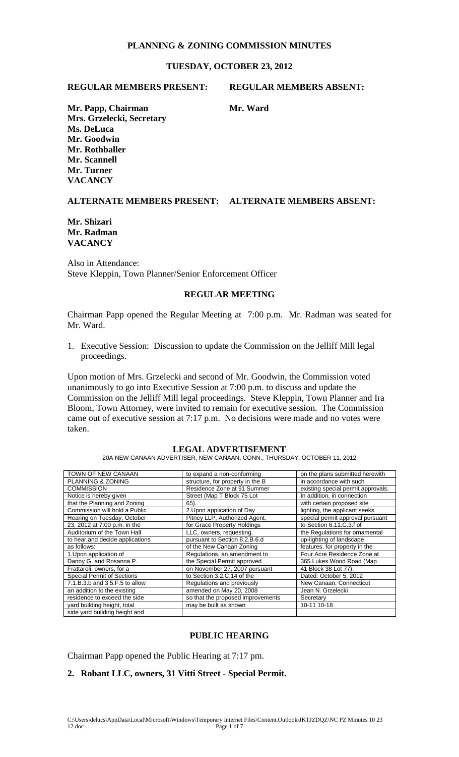# PLANNING & ZONING COMMISSION MINUTES

## TUESDAY, OCTOBER 23, 2012

**REGULAR MEMBERS PRESENT: REGULAR MEMBERS ABSENT:**

**Mr. Papp, Chairman** **Mr. Ward**
**Mrs. Grzelecki, Secretary**
**Ms. DeLuca**
**Mr. Goodwin**
**Mr. Rothballer**
**Mr. Scannell**
**Mr. Turner**
**VACANCY**

**ALTERNATE MEMBERS PRESENT: ALTERNATE MEMBERS ABSENT:**

**Mr. Shizari**
**Mr. Radman**
**VACANCY**

Also in Attendance:
Steve Kleppin, Town Planner/Senior Enforcement Officer

## REGULAR MEETING

Chairman Papp opened the Regular Meeting at 7:00 p.m. Mr. Radman was seated for Mr. Ward.

1. Executive Session: Discussion to update the Commission on the Jelliff Mill legal proceedings.

Upon motion of Mrs. Grzelecki and second of Mr. Goodwin, the Commission voted unanimously to go into Executive Session at 7:00 p.m. to discuss and update the Commission on the Jelliff Mill legal proceedings. Steve Kleppin, Town Planner and Ira Bloom, Town Attorney, were invited to remain for executive session. The Commission came out of executive session at 7:17 p.m. No decisions were made and no votes were taken.

## LEGAL ADVERTISEMENT

20A NEW CANAAN ADVERTISER, NEW CANAAN, CONN., THURSDAY, OCTOBER 11, 2012

| | | |
|---|---|---|
| TOWN OF NEW CANAAN | to expand a non-conforming | on the plans submitted herewith |
| PLANNING & ZONING | structure, for property in the B | in accordance with such |
| COMMISSION | Residence Zone at 91 Summer | existing special permit approvals. |
| Notice is hereby given | Street (Map T Block 75 Lot | In addition, in connection |
| that the Planning and Zoning | 65). | with certain proposed site |
| Commission will hold a Public | 2.Upon application of Day | lighting, the applicant seeks |
| Hearing on Tuesday, October | Pitney LLP, Authorized Agent, | special permit approval pursuant |
| 23, 2012 at 7:00 p.m. in the | for Grace Property Holdings | to Section 6.11.C.3.f of |
| Auditorium of the Town Hall | LLC, owners, requesting, | the Regulations for ornamental |
| to hear and decide applications | pursuant to Section 8.2.B.6.d | up-lighting of landscape |
| as follows: | of the New Canaan Zoning | features, for property in the |
| 1.Upon application of | Regulations, an amendment to | Four Acre Residence Zone at |
| Danny G. and Rosanna P. | the Special Permit approved | 365 Lukes Wood Road (Map |
| Frattaroli, owners, for a | on November 27, 2007 pursuant | 41 Block 38 Lot 77). |
| Special Permit of Sections | to Section 3.2.C.14 of the | Dated: October 5, 2012 |
| 7.1.B.3.b and 3.5.F.5 to allow | Regulations and previously | New Canaan, Connecticut |
| an addition to the existing | amended on May 20, 2008 | Jean N. Grzelecki |
| residence to exceed the side | so that the proposed improvements | Secretary |
| yard building height, total | may be built as shown | 10-11 10-18 |
| side yard building height and | | |

## PUBLIC HEARING

Chairman Papp opened the Public Hearing at 7:17 pm.

**2. Robant LLC, owners, 31 Vitti Street - Special Permit.**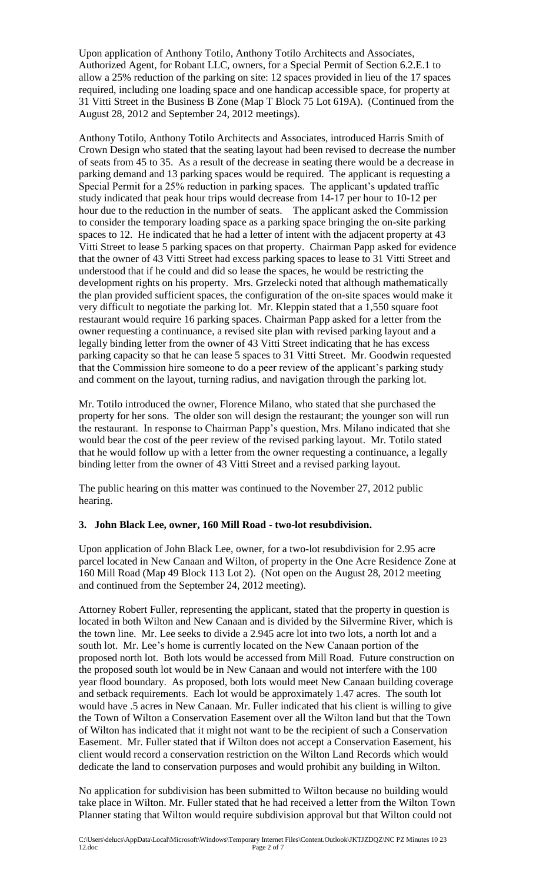Upon application of Anthony Totilo, Anthony Totilo Architects and Associates, Authorized Agent, for Robant LLC, owners, for a Special Permit of Section 6.2.E.1 to allow a 25% reduction of the parking on site: 12 spaces provided in lieu of the 17 spaces required, including one loading space and one handicap accessible space, for property at 31 Vitti Street in the Business B Zone (Map T Block 75 Lot 619A). (Continued from the August 28, 2012 and September 24, 2012 meetings).

Anthony Totilo, Anthony Totilo Architects and Associates, introduced Harris Smith of Crown Design who stated that the seating layout had been revised to decrease the number of seats from 45 to 35. As a result of the decrease in seating there would be a decrease in parking demand and 13 parking spaces would be required. The applicant is requesting a Special Permit for a 25% reduction in parking spaces. The applicant's updated traffic study indicated that peak hour trips would decrease from 14-17 per hour to 10-12 per hour due to the reduction in the number of seats. The applicant asked the Commission to consider the temporary loading space as a parking space bringing the on-site parking spaces to 12. He indicated that he had a letter of intent with the adjacent property at 43 Vitti Street to lease 5 parking spaces on that property. Chairman Papp asked for evidence that the owner of 43 Vitti Street had excess parking spaces to lease to 31 Vitti Street and understood that if he could and did so lease the spaces, he would be restricting the development rights on his property. Mrs. Grzelecki noted that although mathematically the plan provided sufficient spaces, the configuration of the on-site spaces would make it very difficult to negotiate the parking lot. Mr. Kleppin stated that a 1,550 square foot restaurant would require 16 parking spaces. Chairman Papp asked for a letter from the owner requesting a continuance, a revised site plan with revised parking layout and a legally binding letter from the owner of 43 Vitti Street indicating that he has excess parking capacity so that he can lease 5 spaces to 31 Vitti Street. Mr. Goodwin requested that the Commission hire someone to do a peer review of the applicant's parking study and comment on the layout, turning radius, and navigation through the parking lot.

Mr. Totilo introduced the owner, Florence Milano, who stated that she purchased the property for her sons. The older son will design the restaurant; the younger son will run the restaurant. In response to Chairman Papp's question, Mrs. Milano indicated that she would bear the cost of the peer review of the revised parking layout. Mr. Totilo stated that he would follow up with a letter from the owner requesting a continuance, a legally binding letter from the owner of 43 Vitti Street and a revised parking layout.

The public hearing on this matter was continued to the November 27, 2012 public hearing.

**3. John Black Lee, owner, 160 Mill Road - two-lot resubdivision.**

Upon application of John Black Lee, owner, for a two-lot resubdivision for 2.95 acre parcel located in New Canaan and Wilton, of property in the One Acre Residence Zone at 160 Mill Road (Map 49 Block 113 Lot 2). (Not open on the August 28, 2012 meeting and continued from the September 24, 2012 meeting).

Attorney Robert Fuller, representing the applicant, stated that the property in question is located in both Wilton and New Canaan and is divided by the Silvermine River, which is the town line. Mr. Lee seeks to divide a 2.945 acre lot into two lots, a north lot and a south lot. Mr. Lee's home is currently located on the New Canaan portion of the proposed north lot. Both lots would be accessed from Mill Road. Future construction on the proposed south lot would be in New Canaan and would not interfere with the 100 year flood boundary. As proposed, both lots would meet New Canaan building coverage and setback requirements. Each lot would be approximately 1.47 acres. The south lot would have .5 acres in New Canaan. Mr. Fuller indicated that his client is willing to give the Town of Wilton a Conservation Easement over all the Wilton land but that the Town of Wilton has indicated that it might not want to be the recipient of such a Conservation Easement. Mr. Fuller stated that if Wilton does not accept a Conservation Easement, his client would record a conservation restriction on the Wilton Land Records which would dedicate the land to conservation purposes and would prohibit any building in Wilton.

No application for subdivision has been submitted to Wilton because no building would take place in Wilton. Mr. Fuller stated that he had received a letter from the Wilton Town Planner stating that Wilton would require subdivision approval but that Wilton could not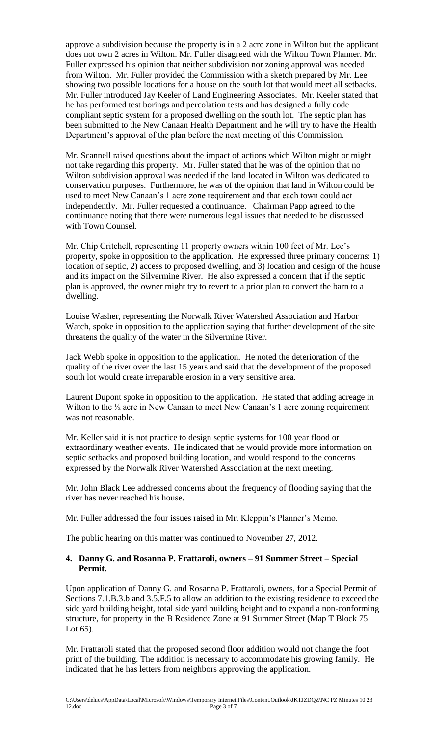approve a subdivision because the property is in a 2 acre zone in Wilton but the applicant does not own 2 acres in Wilton. Mr. Fuller disagreed with the Wilton Town Planner. Mr. Fuller expressed his opinion that neither subdivision nor zoning approval was needed from Wilton. Mr. Fuller provided the Commission with a sketch prepared by Mr. Lee showing two possible locations for a house on the south lot that would meet all setbacks. Mr. Fuller introduced Jay Keeler of Land Engineering Associates. Mr. Keeler stated that he has performed test borings and percolation tests and has designed a fully code compliant septic system for a proposed dwelling on the south lot. The septic plan has been submitted to the New Canaan Health Department and he will try to have the Health Department's approval of the plan before the next meeting of this Commission.

Mr. Scannell raised questions about the impact of actions which Wilton might or might not take regarding this property. Mr. Fuller stated that he was of the opinion that no Wilton subdivision approval was needed if the land located in Wilton was dedicated to conservation purposes. Furthermore, he was of the opinion that land in Wilton could be used to meet New Canaan's 1 acre zone requirement and that each town could act independently. Mr. Fuller requested a continuance. Chairman Papp agreed to the continuance noting that there were numerous legal issues that needed to be discussed with Town Counsel.

Mr. Chip Critchell, representing 11 property owners within 100 feet of Mr. Lee's property, spoke in opposition to the application. He expressed three primary concerns: 1) location of septic, 2) access to proposed dwelling, and 3) location and design of the house and its impact on the Silvermine River. He also expressed a concern that if the septic plan is approved, the owner might try to revert to a prior plan to convert the barn to a dwelling.

Louise Washer, representing the Norwalk River Watershed Association and Harbor Watch, spoke in opposition to the application saying that further development of the site threatens the quality of the water in the Silvermine River.

Jack Webb spoke in opposition to the application. He noted the deterioration of the quality of the river over the last 15 years and said that the development of the proposed south lot would create irreparable erosion in a very sensitive area.

Laurent Dupont spoke in opposition to the application. He stated that adding acreage in Wilton to the ½ acre in New Canaan to meet New Canaan's 1 acre zoning requirement was not reasonable.

Mr. Keller said it is not practice to design septic systems for 100 year flood or extraordinary weather events. He indicated that he would provide more information on septic setbacks and proposed building location, and would respond to the concerns expressed by the Norwalk River Watershed Association at the next meeting.

Mr. John Black Lee addressed concerns about the frequency of flooding saying that the river has never reached his house.

Mr. Fuller addressed the four issues raised in Mr. Kleppin's Planner's Memo.

The public hearing on this matter was continued to November 27, 2012.

**4. Danny G. and Rosanna P. Frattaroli, owners – 91 Summer Street – Special Permit.**

Upon application of Danny G. and Rosanna P. Frattaroli, owners, for a Special Permit of Sections 7.1.B.3.b and 3.5.F.5 to allow an addition to the existing residence to exceed the side yard building height, total side yard building height and to expand a non-conforming structure, for property in the B Residence Zone at 91 Summer Street (Map T Block 75 Lot 65).

Mr. Frattaroli stated that the proposed second floor addition would not change the foot print of the building. The addition is necessary to accommodate his growing family. He indicated that he has letters from neighbors approving the application.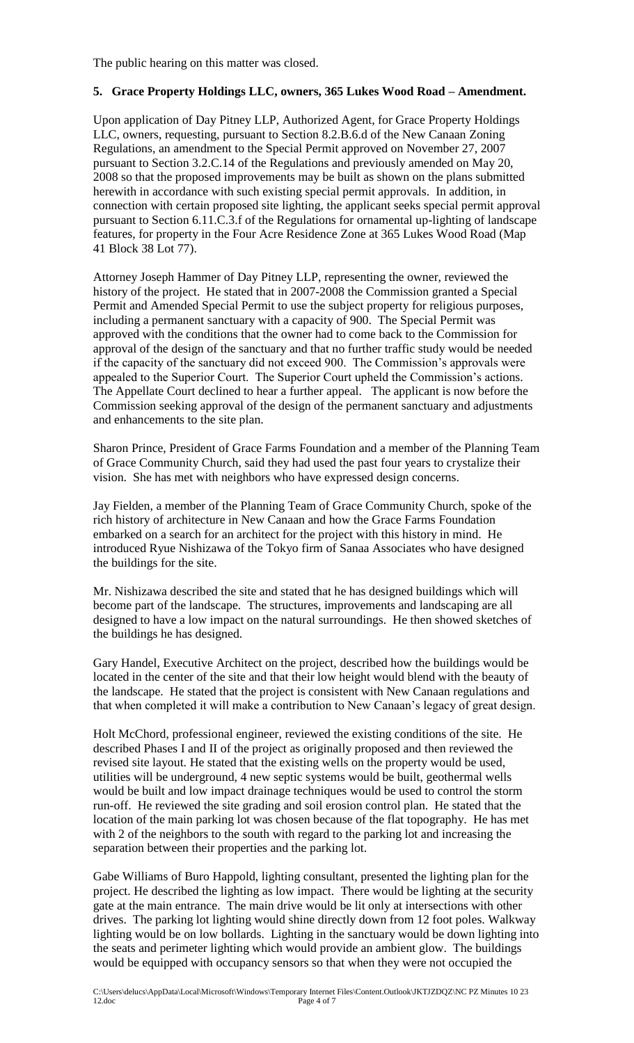The public hearing on this matter was closed.

**5. Grace Property Holdings LLC, owners, 365 Lukes Wood Road – Amendment.**

Upon application of Day Pitney LLP, Authorized Agent, for Grace Property Holdings LLC, owners, requesting, pursuant to Section 8.2.B.6.d of the New Canaan Zoning Regulations, an amendment to the Special Permit approved on November 27, 2007 pursuant to Section 3.2.C.14 of the Regulations and previously amended on May 20, 2008 so that the proposed improvements may be built as shown on the plans submitted herewith in accordance with such existing special permit approvals. In addition, in connection with certain proposed site lighting, the applicant seeks special permit approval pursuant to Section 6.11.C.3.f of the Regulations for ornamental up-lighting of landscape features, for property in the Four Acre Residence Zone at 365 Lukes Wood Road (Map 41 Block 38 Lot 77).

Attorney Joseph Hammer of Day Pitney LLP, representing the owner, reviewed the history of the project. He stated that in 2007-2008 the Commission granted a Special Permit and Amended Special Permit to use the subject property for religious purposes, including a permanent sanctuary with a capacity of 900. The Special Permit was approved with the conditions that the owner had to come back to the Commission for approval of the design of the sanctuary and that no further traffic study would be needed if the capacity of the sanctuary did not exceed 900. The Commission's approvals were appealed to the Superior Court. The Superior Court upheld the Commission's actions. The Appellate Court declined to hear a further appeal. The applicant is now before the Commission seeking approval of the design of the permanent sanctuary and adjustments and enhancements to the site plan.

Sharon Prince, President of Grace Farms Foundation and a member of the Planning Team of Grace Community Church, said they had used the past four years to crystalize their vision. She has met with neighbors who have expressed design concerns.

Jay Fielden, a member of the Planning Team of Grace Community Church, spoke of the rich history of architecture in New Canaan and how the Grace Farms Foundation embarked on a search for an architect for the project with this history in mind. He introduced Ryue Nishizawa of the Tokyo firm of Sanaa Associates who have designed the buildings for the site.

Mr. Nishizawa described the site and stated that he has designed buildings which will become part of the landscape. The structures, improvements and landscaping are all designed to have a low impact on the natural surroundings. He then showed sketches of the buildings he has designed.

Gary Handel, Executive Architect on the project, described how the buildings would be located in the center of the site and that their low height would blend with the beauty of the landscape. He stated that the project is consistent with New Canaan regulations and that when completed it will make a contribution to New Canaan's legacy of great design.

Holt McChord, professional engineer, reviewed the existing conditions of the site. He described Phases I and II of the project as originally proposed and then reviewed the revised site layout. He stated that the existing wells on the property would be used, utilities will be underground, 4 new septic systems would be built, geothermal wells would be built and low impact drainage techniques would be used to control the storm run-off. He reviewed the site grading and soil erosion control plan. He stated that the location of the main parking lot was chosen because of the flat topography. He has met with 2 of the neighbors to the south with regard to the parking lot and increasing the separation between their properties and the parking lot.

Gabe Williams of Buro Happold, lighting consultant, presented the lighting plan for the project. He described the lighting as low impact. There would be lighting at the security gate at the main entrance. The main drive would be lit only at intersections with other drives. The parking lot lighting would shine directly down from 12 foot poles. Walkway lighting would be on low bollards. Lighting in the sanctuary would be down lighting into the seats and perimeter lighting which would provide an ambient glow. The buildings would be equipped with occupancy sensors so that when they were not occupied the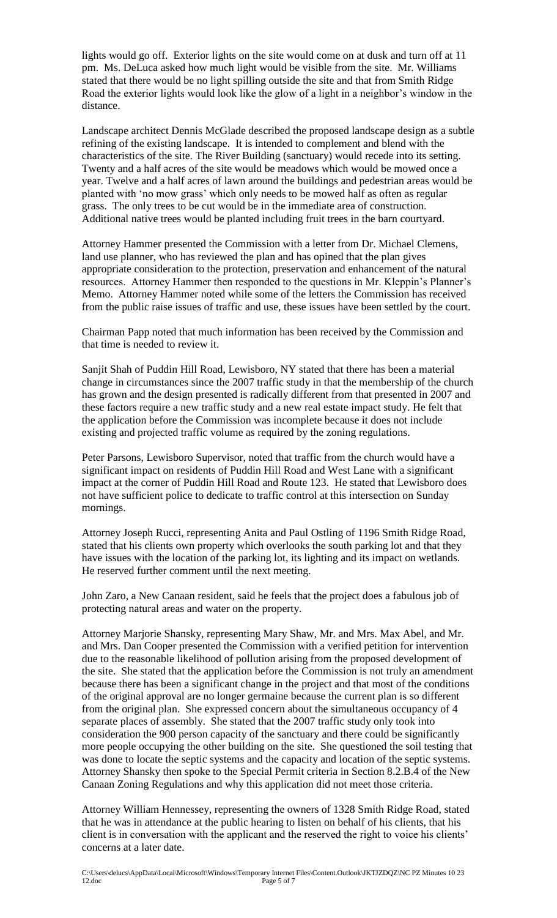lights would go off. Exterior lights on the site would come on at dusk and turn off at 11 pm. Ms. DeLuca asked how much light would be visible from the site. Mr. Williams stated that there would be no light spilling outside the site and that from Smith Ridge Road the exterior lights would look like the glow of a light in a neighbor's window in the distance.

Landscape architect Dennis McGlade described the proposed landscape design as a subtle refining of the existing landscape. It is intended to complement and blend with the characteristics of the site. The River Building (sanctuary) would recede into its setting. Twenty and a half acres of the site would be meadows which would be mowed once a year. Twelve and a half acres of lawn around the buildings and pedestrian areas would be planted with 'no mow grass' which only needs to be mowed half as often as regular grass. The only trees to be cut would be in the immediate area of construction. Additional native trees would be planted including fruit trees in the barn courtyard.

Attorney Hammer presented the Commission with a letter from Dr. Michael Clemens, land use planner, who has reviewed the plan and has opined that the plan gives appropriate consideration to the protection, preservation and enhancement of the natural resources. Attorney Hammer then responded to the questions in Mr. Kleppin's Planner's Memo. Attorney Hammer noted while some of the letters the Commission has received from the public raise issues of traffic and use, these issues have been settled by the court.

Chairman Papp noted that much information has been received by the Commission and that time is needed to review it.

Sanjit Shah of Puddin Hill Road, Lewisboro, NY stated that there has been a material change in circumstances since the 2007 traffic study in that the membership of the church has grown and the design presented is radically different from that presented in 2007 and these factors require a new traffic study and a new real estate impact study. He felt that the application before the Commission was incomplete because it does not include existing and projected traffic volume as required by the zoning regulations.

Peter Parsons, Lewisboro Supervisor, noted that traffic from the church would have a significant impact on residents of Puddin Hill Road and West Lane with a significant impact at the corner of Puddin Hill Road and Route 123. He stated that Lewisboro does not have sufficient police to dedicate to traffic control at this intersection on Sunday mornings.

Attorney Joseph Rucci, representing Anita and Paul Ostling of 1196 Smith Ridge Road, stated that his clients own property which overlooks the south parking lot and that they have issues with the location of the parking lot, its lighting and its impact on wetlands. He reserved further comment until the next meeting.

John Zaro, a New Canaan resident, said he feels that the project does a fabulous job of protecting natural areas and water on the property.

Attorney Marjorie Shansky, representing Mary Shaw, Mr. and Mrs. Max Abel, and Mr. and Mrs. Dan Cooper presented the Commission with a verified petition for intervention due to the reasonable likelihood of pollution arising from the proposed development of the site. She stated that the application before the Commission is not truly an amendment because there has been a significant change in the project and that most of the conditions of the original approval are no longer germaine because the current plan is so different from the original plan. She expressed concern about the simultaneous occupancy of 4 separate places of assembly. She stated that the 2007 traffic study only took into consideration the 900 person capacity of the sanctuary and there could be significantly more people occupying the other building on the site. She questioned the soil testing that was done to locate the septic systems and the capacity and location of the septic systems. Attorney Shansky then spoke to the Special Permit criteria in Section 8.2.B.4 of the New Canaan Zoning Regulations and why this application did not meet those criteria.

Attorney William Hennessey, representing the owners of 1328 Smith Ridge Road, stated that he was in attendance at the public hearing to listen on behalf of his clients, that his client is in conversation with the applicant and the reserved the right to voice his clients' concerns at a later date.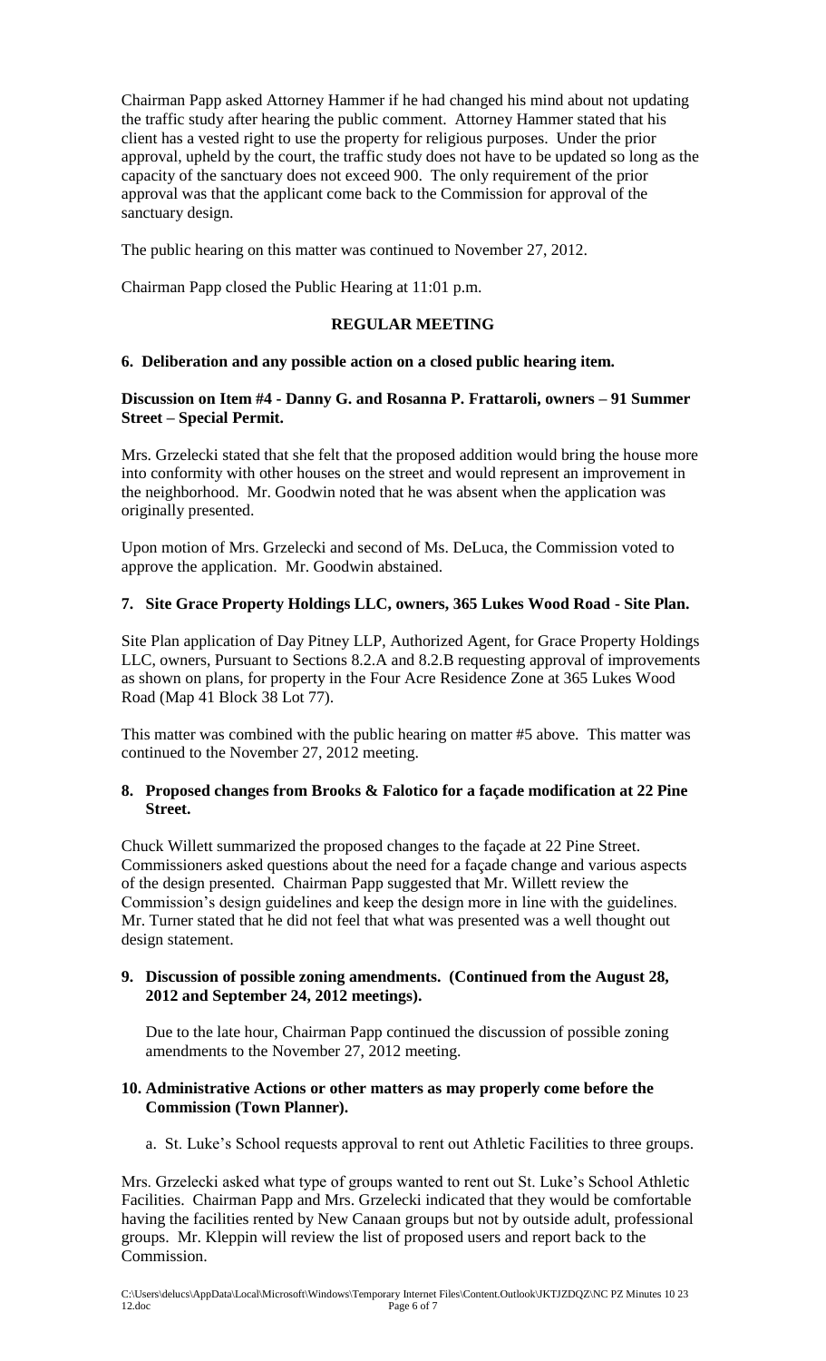Chairman Papp asked Attorney Hammer if he had changed his mind about not updating the traffic study after hearing the public comment. Attorney Hammer stated that his client has a vested right to use the property for religious purposes. Under the prior approval, upheld by the court, the traffic study does not have to be updated so long as the capacity of the sanctuary does not exceed 900. The only requirement of the prior approval was that the applicant come back to the Commission for approval of the sanctuary design.

The public hearing on this matter was continued to November 27, 2012.

Chairman Papp closed the Public Hearing at 11:01 p.m.

## REGULAR MEETING

**6. Deliberation and any possible action on a closed public hearing item.**

**Discussion on Item #4 - Danny G. and Rosanna P. Frattaroli, owners – 91 Summer Street – Special Permit.**

Mrs. Grzelecki stated that she felt that the proposed addition would bring the house more into conformity with other houses on the street and would represent an improvement in the neighborhood. Mr. Goodwin noted that he was absent when the application was originally presented.

Upon motion of Mrs. Grzelecki and second of Ms. DeLuca, the Commission voted to approve the application. Mr. Goodwin abstained.

**7. Site Grace Property Holdings LLC, owners, 365 Lukes Wood Road - Site Plan.**

Site Plan application of Day Pitney LLP, Authorized Agent, for Grace Property Holdings LLC, owners, Pursuant to Sections 8.2.A and 8.2.B requesting approval of improvements as shown on plans, for property in the Four Acre Residence Zone at 365 Lukes Wood Road (Map 41 Block 38 Lot 77).

This matter was combined with the public hearing on matter #5 above. This matter was continued to the November 27, 2012 meeting.

**8. Proposed changes from Brooks & Falotico for a façade modification at 22 Pine Street.**

Chuck Willett summarized the proposed changes to the façade at 22 Pine Street. Commissioners asked questions about the need for a façade change and various aspects of the design presented. Chairman Papp suggested that Mr. Willett review the Commission's design guidelines and keep the design more in line with the guidelines. Mr. Turner stated that he did not feel that what was presented was a well thought out design statement.

**9. Discussion of possible zoning amendments. (Continued from the August 28, 2012 and September 24, 2012 meetings).**

Due to the late hour, Chairman Papp continued the discussion of possible zoning amendments to the November 27, 2012 meeting.

**10. Administrative Actions or other matters as may properly come before the Commission (Town Planner).**

a. St. Luke's School requests approval to rent out Athletic Facilities to three groups.

Mrs. Grzelecki asked what type of groups wanted to rent out St. Luke's School Athletic Facilities. Chairman Papp and Mrs. Grzelecki indicated that they would be comfortable having the facilities rented by New Canaan groups but not by outside adult, professional groups. Mr. Kleppin will review the list of proposed users and report back to the Commission.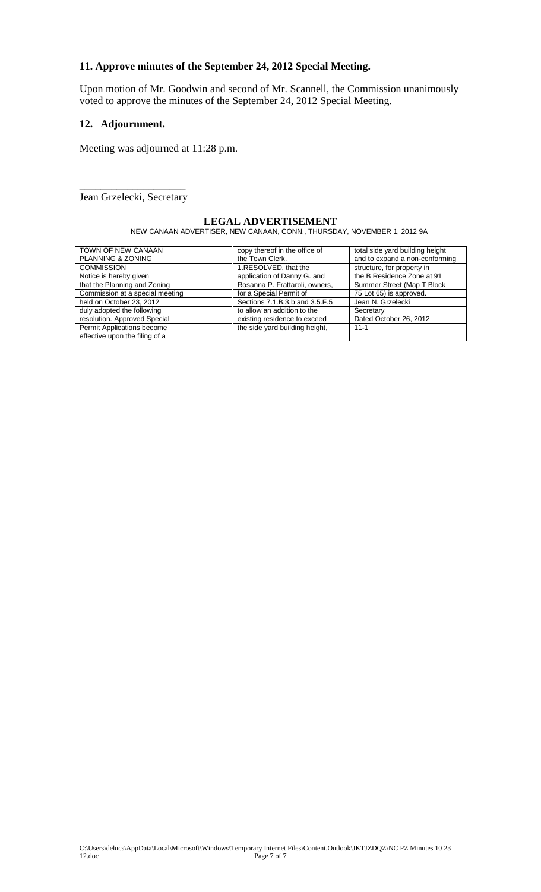## 11. Approve minutes of the September 24, 2012 Special Meeting.

Upon motion of Mr. Goodwin and second of Mr. Scannell, the Commission unanimously voted to approve the minutes of the September 24, 2012 Special Meeting.

## 12. Adjournment.

Meeting was adjourned at 11:28 p.m.

\_\_\_\_\_\_\_\_\_\_\_\_\_\_\_\_\_\_\_\_

Jean Grzelecki, Secretary

## LEGAL ADVERTISEMENT

NEW CANAAN ADVERTISER, NEW CANAAN, CONN., THURSDAY, NOVEMBER 1, 2012 9A

| | | |
|---|---|---|
| TOWN OF NEW CANAAN | copy thereof in the office of | total side yard building height |
| PLANNING & ZONING | the Town Clerk. | and to expand a non-conforming |
| COMMISSION | 1.RESOLVED, that the | structure, for property in |
| Notice is hereby given | application of Danny G. and | the B Residence Zone at 91 |
| that the Planning and Zoning | Rosanna P. Frattaroli, owners, | Summer Street (Map T Block |
| Commission at a special meeting | for a Special Permit of | 75 Lot 65) is approved. |
| held on October 23, 2012 | Sections 7.1.B.3.b and 3.5.F.5 | Jean N. Grzelecki |
| duly adopted the following | to allow an addition to the | Secretary |
| resolution. Approved Special | existing residence to exceed | Dated October 26, 2012 |
| Permit Applications become | the side yard building height, | 11-1 |
| effective upon the filing of a | | |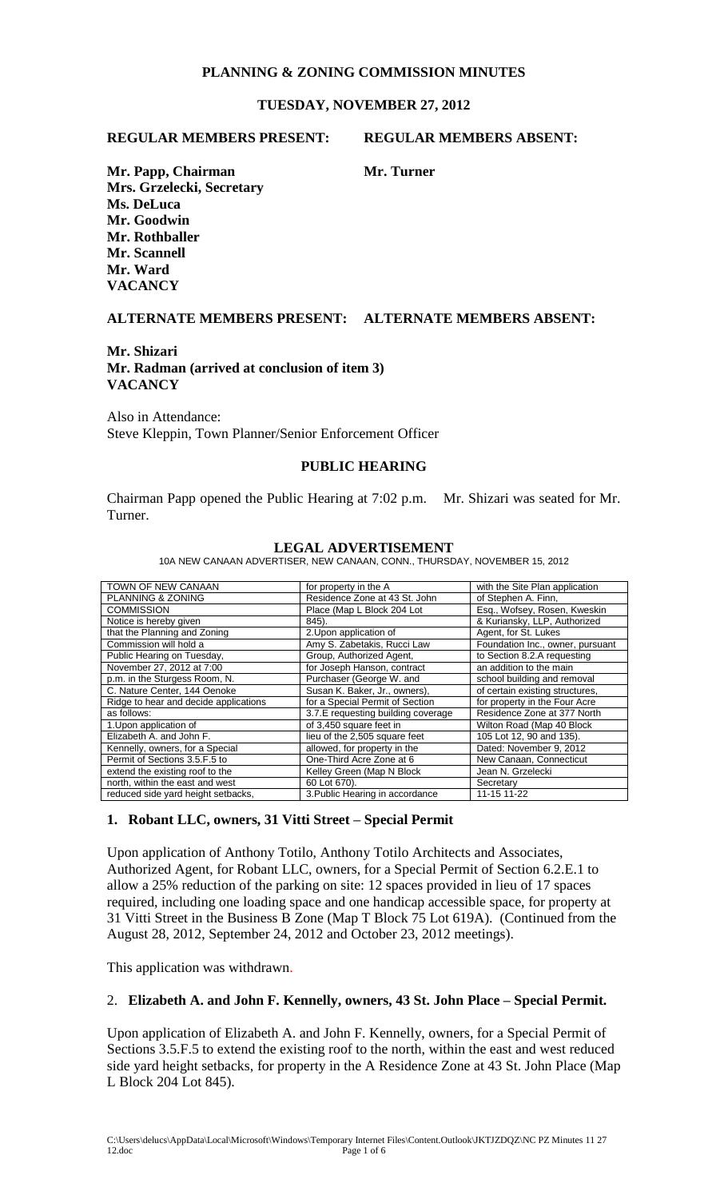## PLANNING & ZONING COMMISSION MINUTES

### TUESDAY, NOVEMBER 27, 2012

**REGULAR MEMBERS PRESENT: REGULAR MEMBERS ABSENT:**

**Mr. Papp, Chairman** **Mr. Turner**
**Mrs. Grzelecki, Secretary**
**Ms. DeLuca**
**Mr. Goodwin**
**Mr. Rothballer**
**Mr. Scannell**
**Mr. Ward**
**VACANCY**

**ALTERNATE MEMBERS PRESENT: ALTERNATE MEMBERS ABSENT:**

**Mr. Shizari**
**Mr. Radman (arrived at conclusion of item 3)**
**VACANCY**

Also in Attendance:
Steve Kleppin, Town Planner/Senior Enforcement Officer

### PUBLIC HEARING

Chairman Papp opened the Public Hearing at 7:02 p.m. Mr. Shizari was seated for Mr. Turner.

### LEGAL ADVERTISEMENT

10A NEW CANAAN ADVERTISER, NEW CANAAN, CONN., THURSDAY, NOVEMBER 15, 2012

| | | |
|---|---|---|
| TOWN OF NEW CANAAN | for property in the A | with the Site Plan application |
| PLANNING & ZONING | Residence Zone at 43 St. John | of Stephen A. Finn, |
| COMMISSION | Place (Map L Block 204 Lot | Esq., Wofsey, Rosen, Kweskin |
| Notice is hereby given | 845). | & Kuriansky, LLP, Authorized |
| that the Planning and Zoning | 2.Upon application of | Agent, for St. Lukes |
| Commission will hold a | Amy S. Zabetakis, Rucci Law | Foundation Inc., owner, pursuant |
| Public Hearing on Tuesday, | Group, Authorized Agent, | to Section 8.2.A requesting |
| November 27, 2012 at 7:00 | for Joseph Hanson, contract | an addition to the main |
| p.m. in the Sturgess Room, N. | Purchaser (George W. and | school building and removal |
| C. Nature Center, 144 Oenoke | Susan K. Baker, Jr., owners), | of certain existing structures, |
| Ridge to hear and decide applications | for a Special Permit of Section | for property in the Four Acre |
| as follows: | 3.7.E requesting building coverage | Residence Zone at 377 North |
| 1.Upon application of | of 3,450 square feet in | Wilton Road (Map 40 Block |
| Elizabeth A. and John F. | lieu of the 2,505 square feet | 105 Lot 12, 90 and 135). |
| Kennelly, owners, for a Special | allowed, for property in the | New Canaan, Connecticut |
| Permit of Sections 3.5.F.5 to | One-Third Acre Zone at 6 | Dated: November 9, 2012 |
| extend the existing roof to the | Kelley Green (Map N Block | Jean N. Grzelecki |
| north, within the east and west | 60 Lot 670). | Secretary |
| reduced side yard height setbacks, | 3.Public Hearing in accordance | 11-15 11-22 |

#### 1. Robant LLC, owners, 31 Vitti Street – Special Permit

Upon application of Anthony Totilo, Anthony Totilo Architects and Associates, Authorized Agent, for Robant LLC, owners, for a Special Permit of Section 6.2.E.1 to allow a 25% reduction of the parking on site: 12 spaces provided in lieu of 17 spaces required, including one loading space and one handicap accessible space, for property at 31 Vitti Street in the Business B Zone (Map T Block 75 Lot 619A). (Continued from the August 28, 2012, September 24, 2012 and October 23, 2012 meetings).

This application was withdrawn.

#### 2. Elizabeth A. and John F. Kennelly, owners, 43 St. John Place – Special Permit.

Upon application of Elizabeth A. and John F. Kennelly, owners, for a Special Permit of Sections 3.5.F.5 to extend the existing roof to the north, within the east and west reduced side yard height setbacks, for property in the A Residence Zone at 43 St. John Place (Map L Block 204 Lot 845).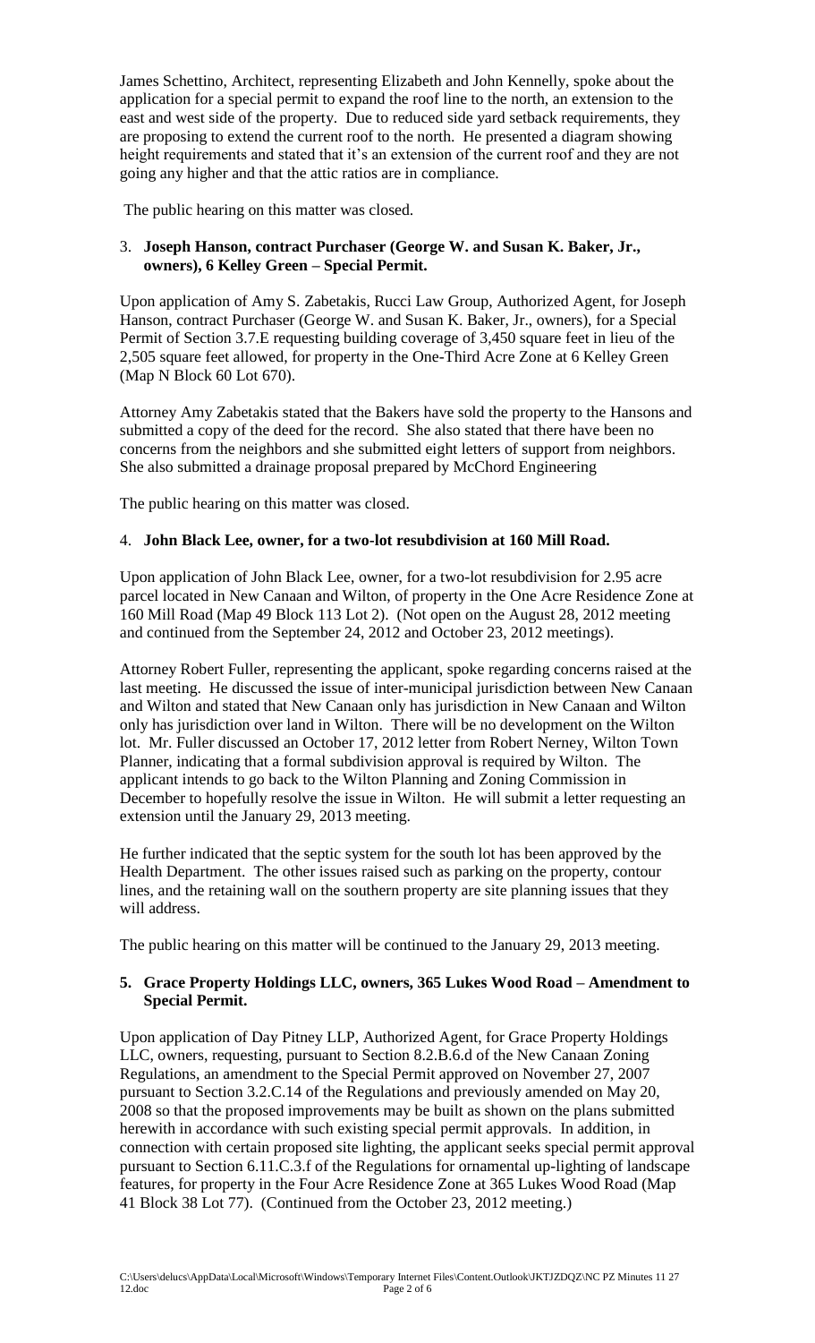James Schettino, Architect, representing Elizabeth and John Kennelly, spoke about the application for a special permit to expand the roof line to the north, an extension to the east and west side of the property. Due to reduced side yard setback requirements, they are proposing to extend the current roof to the north. He presented a diagram showing height requirements and stated that it's an extension of the current roof and they are not going any higher and that the attic ratios are in compliance.

The public hearing on this matter was closed.

3. **Joseph Hanson, contract Purchaser (George W. and Susan K. Baker, Jr., owners), 6 Kelley Green – Special Permit.**

Upon application of Amy S. Zabetakis, Rucci Law Group, Authorized Agent, for Joseph Hanson, contract Purchaser (George W. and Susan K. Baker, Jr., owners), for a Special Permit of Section 3.7.E requesting building coverage of 3,450 square feet in lieu of the 2,505 square feet allowed, for property in the One-Third Acre Zone at 6 Kelley Green (Map N Block 60 Lot 670).

Attorney Amy Zabetakis stated that the Bakers have sold the property to the Hansons and submitted a copy of the deed for the record. She also stated that there have been no concerns from the neighbors and she submitted eight letters of support from neighbors. She also submitted a drainage proposal prepared by McChord Engineering

The public hearing on this matter was closed.

4. **John Black Lee, owner, for a two-lot resubdivision at 160 Mill Road.**

Upon application of John Black Lee, owner, for a two-lot resubdivision for 2.95 acre parcel located in New Canaan and Wilton, of property in the One Acre Residence Zone at 160 Mill Road (Map 49 Block 113 Lot 2). (Not open on the August 28, 2012 meeting and continued from the September 24, 2012 and October 23, 2012 meetings).

Attorney Robert Fuller, representing the applicant, spoke regarding concerns raised at the last meeting. He discussed the issue of inter-municipal jurisdiction between New Canaan and Wilton and stated that New Canaan only has jurisdiction in New Canaan and Wilton only has jurisdiction over land in Wilton. There will be no development on the Wilton lot. Mr. Fuller discussed an October 17, 2012 letter from Robert Nerney, Wilton Town Planner, indicating that a formal subdivision approval is required by Wilton. The applicant intends to go back to the Wilton Planning and Zoning Commission in December to hopefully resolve the issue in Wilton. He will submit a letter requesting an extension until the January 29, 2013 meeting.

He further indicated that the septic system for the south lot has been approved by the Health Department. The other issues raised such as parking on the property, contour lines, and the retaining wall on the southern property are site planning issues that they will address.

The public hearing on this matter will be continued to the January 29, 2013 meeting.

5. **Grace Property Holdings LLC, owners, 365 Lukes Wood Road – Amendment to Special Permit.**

Upon application of Day Pitney LLP, Authorized Agent, for Grace Property Holdings LLC, owners, requesting, pursuant to Section 8.2.B.6.d of the New Canaan Zoning Regulations, an amendment to the Special Permit approved on November 27, 2007 pursuant to Section 3.2.C.14 of the Regulations and previously amended on May 20, 2008 so that the proposed improvements may be built as shown on the plans submitted herewith in accordance with such existing special permit approvals. In addition, in connection with certain proposed site lighting, the applicant seeks special permit approval pursuant to Section 6.11.C.3.f of the Regulations for ornamental up-lighting of landscape features, for property in the Four Acre Residence Zone at 365 Lukes Wood Road (Map 41 Block 38 Lot 77). (Continued from the October 23, 2012 meeting.)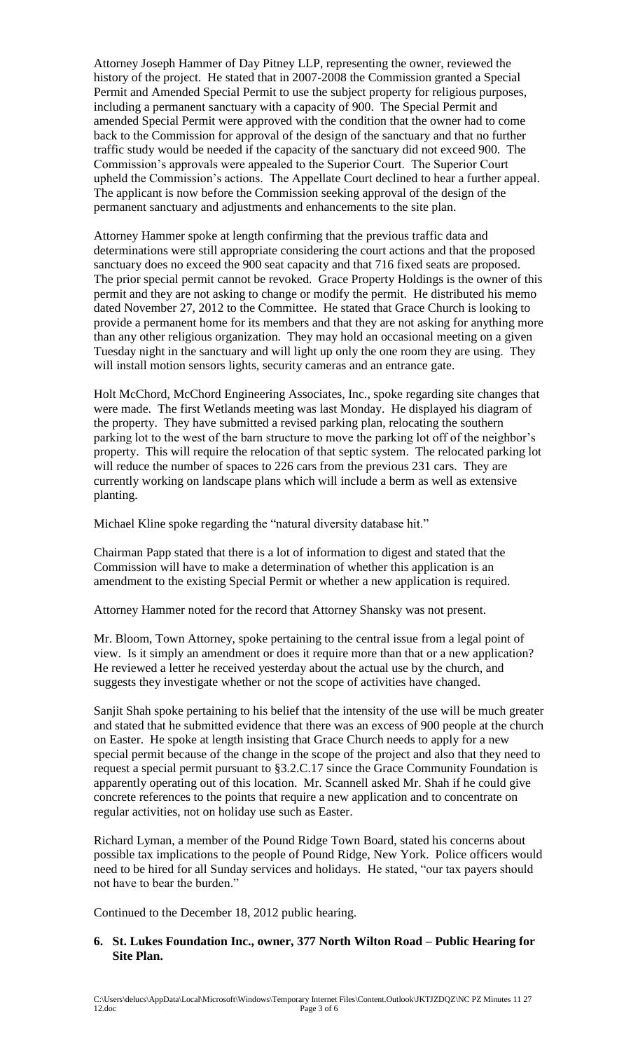Attorney Joseph Hammer of Day Pitney LLP, representing the owner, reviewed the history of the project. He stated that in 2007-2008 the Commission granted a Special Permit and Amended Special Permit to use the subject property for religious purposes, including a permanent sanctuary with a capacity of 900. The Special Permit and amended Special Permit were approved with the condition that the owner had to come back to the Commission for approval of the design of the sanctuary and that no further traffic study would be needed if the capacity of the sanctuary did not exceed 900. The Commission's approvals were appealed to the Superior Court. The Superior Court upheld the Commission's actions. The Appellate Court declined to hear a further appeal. The applicant is now before the Commission seeking approval of the design of the permanent sanctuary and adjustments and enhancements to the site plan.

Attorney Hammer spoke at length confirming that the previous traffic data and determinations were still appropriate considering the court actions and that the proposed sanctuary does no exceed the 900 seat capacity and that 716 fixed seats are proposed. The prior special permit cannot be revoked. Grace Property Holdings is the owner of this permit and they are not asking to change or modify the permit. He distributed his memo dated November 27, 2012 to the Committee. He stated that Grace Church is looking to provide a permanent home for its members and that they are not asking for anything more than any other religious organization. They may hold an occasional meeting on a given Tuesday night in the sanctuary and will light up only the one room they are using. They will install motion sensors lights, security cameras and an entrance gate.

Holt McChord, McChord Engineering Associates, Inc., spoke regarding site changes that were made. The first Wetlands meeting was last Monday. He displayed his diagram of the property. They have submitted a revised parking plan, relocating the southern parking lot to the west of the barn structure to move the parking lot off of the neighbor's property. This will require the relocation of that septic system. The relocated parking lot will reduce the number of spaces to 226 cars from the previous 231 cars. They are currently working on landscape plans which will include a berm as well as extensive planting.

Michael Kline spoke regarding the "natural diversity database hit."

Chairman Papp stated that there is a lot of information to digest and stated that the Commission will have to make a determination of whether this application is an amendment to the existing Special Permit or whether a new application is required.

Attorney Hammer noted for the record that Attorney Shansky was not present.

Mr. Bloom, Town Attorney, spoke pertaining to the central issue from a legal point of view. Is it simply an amendment or does it require more than that or a new application? He reviewed a letter he received yesterday about the actual use by the church, and suggests they investigate whether or not the scope of activities have changed.

Sanjit Shah spoke pertaining to his belief that the intensity of the use will be much greater and stated that he submitted evidence that there was an excess of 900 people at the church on Easter. He spoke at length insisting that Grace Church needs to apply for a new special permit because of the change in the scope of the project and also that they need to request a special permit pursuant to §3.2.C.17 since the Grace Community Foundation is apparently operating out of this location. Mr. Scannell asked Mr. Shah if he could give concrete references to the points that require a new application and to concentrate on regular activities, not on holiday use such as Easter.

Richard Lyman, a member of the Pound Ridge Town Board, stated his concerns about possible tax implications to the people of Pound Ridge, New York. Police officers would need to be hired for all Sunday services and holidays. He stated, "our tax payers should not have to bear the burden."

Continued to the December 18, 2012 public hearing.

**6. St. Lukes Foundation Inc., owner, 377 North Wilton Road – Public Hearing for Site Plan.**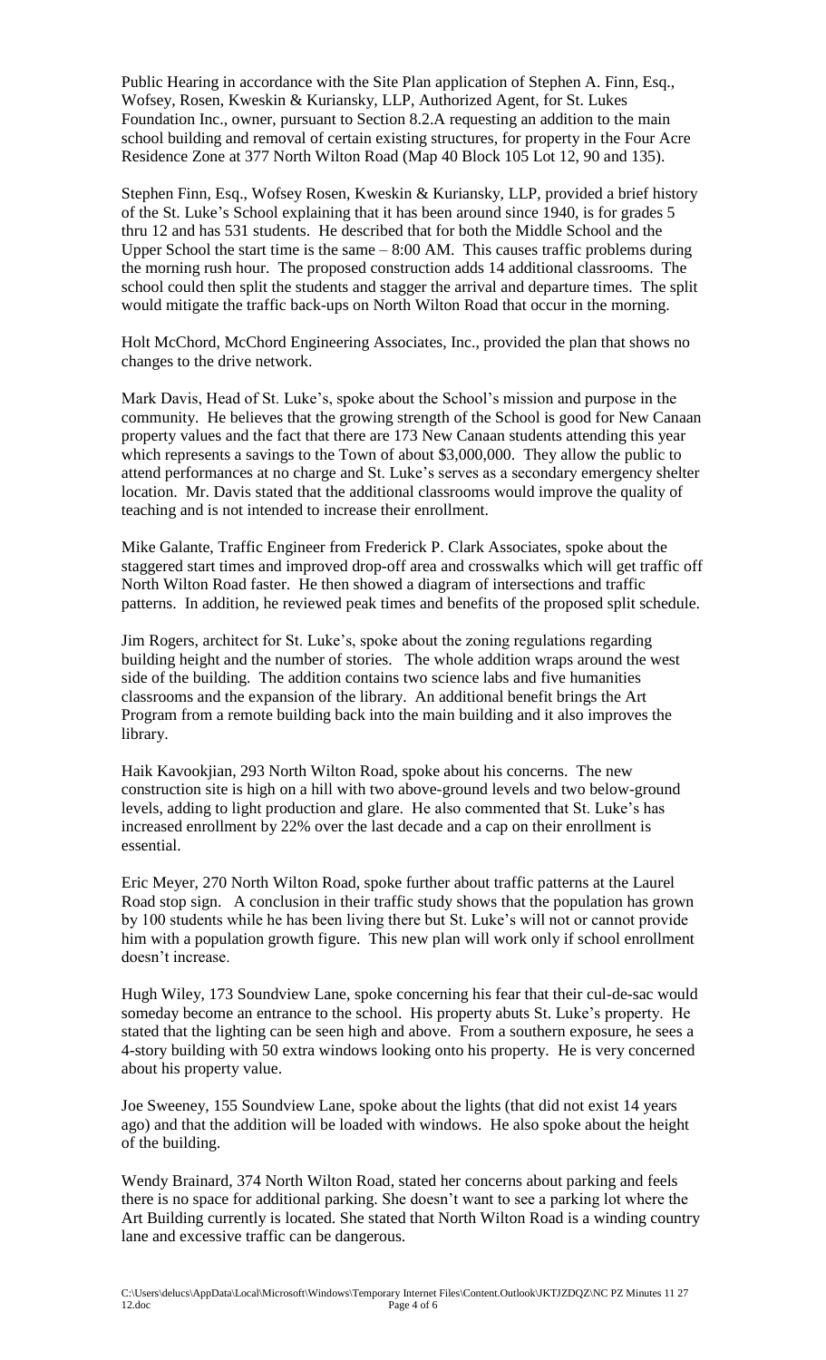Public Hearing in accordance with the Site Plan application of Stephen A. Finn, Esq., Wofsey, Rosen, Kweskin & Kuriansky, LLP, Authorized Agent, for St. Lukes Foundation Inc., owner, pursuant to Section 8.2.A requesting an addition to the main school building and removal of certain existing structures, for property in the Four Acre Residence Zone at 377 North Wilton Road (Map 40 Block 105 Lot 12, 90 and 135).

Stephen Finn, Esq., Wofsey Rosen, Kweskin & Kuriansky, LLP, provided a brief history of the St. Luke's School explaining that it has been around since 1940, is for grades 5 thru 12 and has 531 students. He described that for both the Middle School and the Upper School the start time is the same – 8:00 AM. This causes traffic problems during the morning rush hour. The proposed construction adds 14 additional classrooms. The school could then split the students and stagger the arrival and departure times. The split would mitigate the traffic back-ups on North Wilton Road that occur in the morning.

Holt McChord, McChord Engineering Associates, Inc., provided the plan that shows no changes to the drive network.

Mark Davis, Head of St. Luke's, spoke about the School's mission and purpose in the community. He believes that the growing strength of the School is good for New Canaan property values and the fact that there are 173 New Canaan students attending this year which represents a savings to the Town of about $3,000,000. They allow the public to attend performances at no charge and St. Luke's serves as a secondary emergency shelter location. Mr. Davis stated that the additional classrooms would improve the quality of teaching and is not intended to increase their enrollment.

Mike Galante, Traffic Engineer from Frederick P. Clark Associates, spoke about the staggered start times and improved drop-off area and crosswalks which will get traffic off North Wilton Road faster. He then showed a diagram of intersections and traffic patterns. In addition, he reviewed peak times and benefits of the proposed split schedule.

Jim Rogers, architect for St. Luke's, spoke about the zoning regulations regarding building height and the number of stories. The whole addition wraps around the west side of the building. The addition contains two science labs and five humanities classrooms and the expansion of the library. An additional benefit brings the Art Program from a remote building back into the main building and it also improves the library.

Haik Kavookjian, 293 North Wilton Road, spoke about his concerns. The new construction site is high on a hill with two above-ground levels and two below-ground levels, adding to light production and glare. He also commented that St. Luke's has increased enrollment by 22% over the last decade and a cap on their enrollment is essential.

Eric Meyer, 270 North Wilton Road, spoke further about traffic patterns at the Laurel Road stop sign. A conclusion in their traffic study shows that the population has grown by 100 students while he has been living there but St. Luke's will not or cannot provide him with a population growth figure. This new plan will work only if school enrollment doesn't increase.

Hugh Wiley, 173 Soundview Lane, spoke concerning his fear that their cul-de-sac would someday become an entrance to the school. His property abuts St. Luke's property. He stated that the lighting can be seen high and above. From a southern exposure, he sees a 4-story building with 50 extra windows looking onto his property. He is very concerned about his property value.

Joe Sweeney, 155 Soundview Lane, spoke about the lights (that did not exist 14 years ago) and that the addition will be loaded with windows. He also spoke about the height of the building.

Wendy Brainard, 374 North Wilton Road, stated her concerns about parking and feels there is no space for additional parking. She doesn't want to see a parking lot where the Art Building currently is located. She stated that North Wilton Road is a winding country lane and excessive traffic can be dangerous.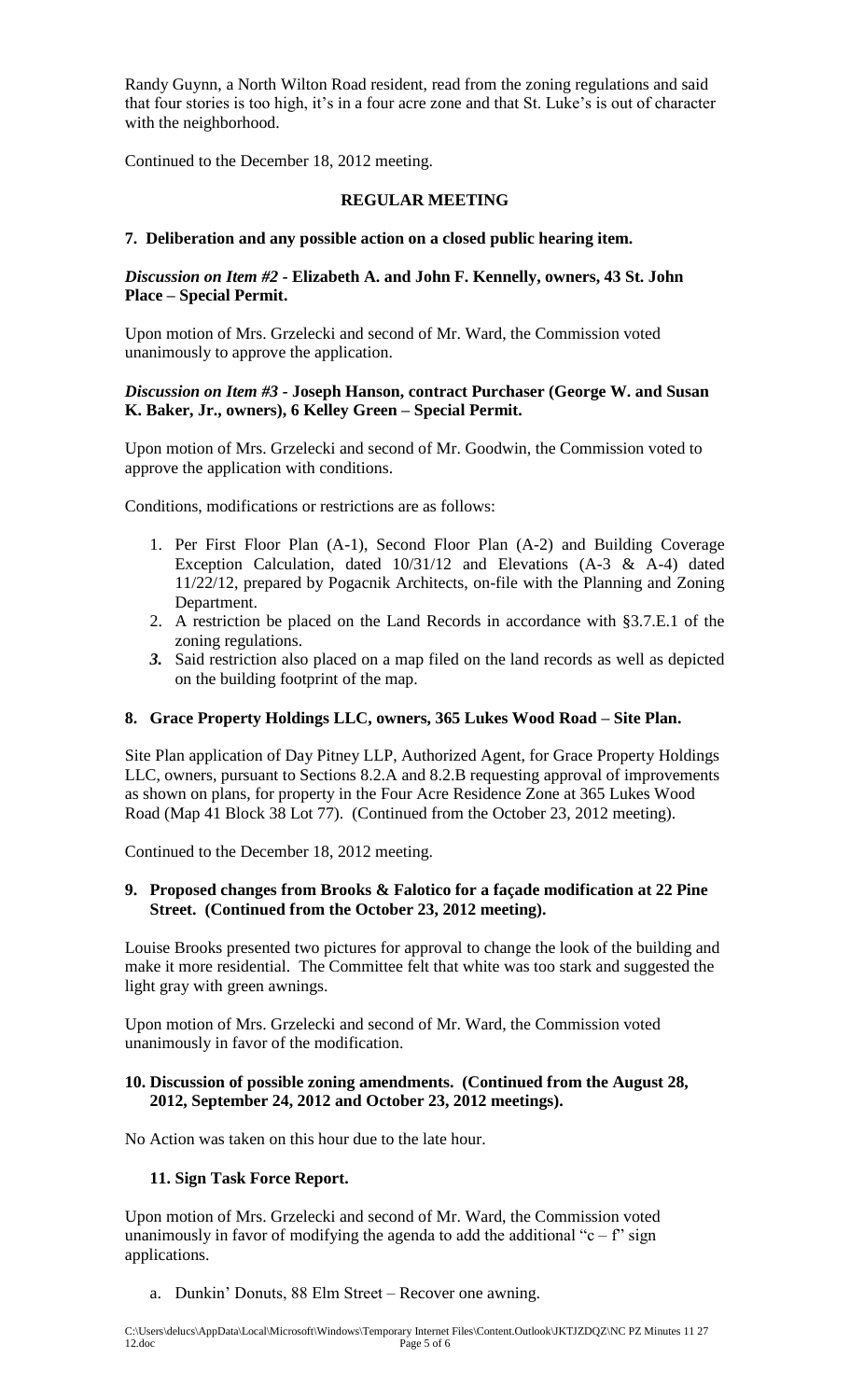Randy Guynn, a North Wilton Road resident, read from the zoning regulations and said that four stories is too high, it's in a four acre zone and that St. Luke's is out of character with the neighborhood.

Continued to the December 18, 2012 meeting.

## REGULAR MEETING

### 7. Deliberation and any possible action on a closed public hearing item.

***Discussion on Item #2*** **- Elizabeth A. and John F. Kennelly, owners, 43 St. John Place – Special Permit.**

Upon motion of Mrs. Grzelecki and second of Mr. Ward, the Commission voted unanimously to approve the application.

***Discussion on Item #3*** **- Joseph Hanson, contract Purchaser (George W. and Susan K. Baker, Jr., owners), 6 Kelley Green – Special Permit.**

Upon motion of Mrs. Grzelecki and second of Mr. Goodwin, the Commission voted to approve the application with conditions.

Conditions, modifications or restrictions are as follows:

1. Per First Floor Plan (A-1), Second Floor Plan (A-2) and Building Coverage Exception Calculation, dated 10/31/12 and Elevations (A-3 & A-4) dated 11/22/12, prepared by Pogacnik Architects, on-file with the Planning and Zoning Department.
2. A restriction be placed on the Land Records in accordance with §3.7.E.1 of the zoning regulations.
3. Said restriction also placed on a map filed on the land records as well as depicted on the building footprint of the map.

### 8. Grace Property Holdings LLC, owners, 365 Lukes Wood Road – Site Plan.

Site Plan application of Day Pitney LLP, Authorized Agent, for Grace Property Holdings LLC, owners, pursuant to Sections 8.2.A and 8.2.B requesting approval of improvements as shown on plans, for property in the Four Acre Residence Zone at 365 Lukes Wood Road (Map 41 Block 38 Lot 77). (Continued from the October 23, 2012 meeting).

Continued to the December 18, 2012 meeting.

### 9. Proposed changes from Brooks & Falotico for a façade modification at 22 Pine Street. (Continued from the October 23, 2012 meeting).

Louise Brooks presented two pictures for approval to change the look of the building and make it more residential. The Committee felt that white was too stark and suggested the light gray with green awnings.

Upon motion of Mrs. Grzelecki and second of Mr. Ward, the Commission voted unanimously in favor of the modification.

### 10. Discussion of possible zoning amendments. (Continued from the August 28, 2012, September 24, 2012 and October 23, 2012 meetings).

No Action was taken on this hour due to the late hour.

### 11. Sign Task Force Report.

Upon motion of Mrs. Grzelecki and second of Mr. Ward, the Commission voted unanimously in favor of modifying the agenda to add the additional "c – f" sign applications.

a. Dunkin' Donuts, 88 Elm Street – Recover one awning.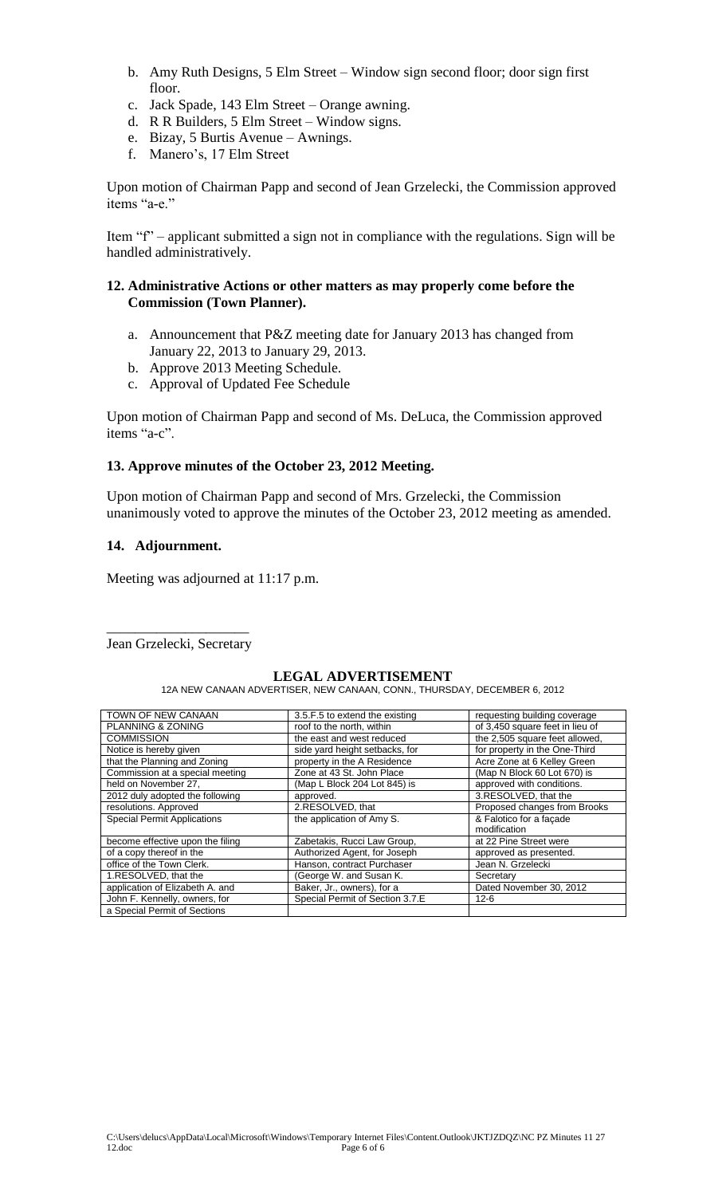b. Amy Ruth Designs, 5 Elm Street – Window sign second floor; door sign first floor.
c. Jack Spade, 143 Elm Street – Orange awning.
d. R R Builders, 5 Elm Street – Window signs.
e. Bizay, 5 Burtis Avenue – Awnings.
f. Manero's, 17 Elm Street

Upon motion of Chairman Papp and second of Jean Grzelecki, the Commission approved items "a-e."

Item "f" – applicant submitted a sign not in compliance with the regulations. Sign will be handled administratively.

### 12. Administrative Actions or other matters as may properly come before the Commission (Town Planner).

a. Announcement that P&Z meeting date for January 2013 has changed from January 22, 2013 to January 29, 2013.
b. Approve 2013 Meeting Schedule.
c. Approval of Updated Fee Schedule

Upon motion of Chairman Papp and second of Ms. DeLuca, the Commission approved items "a-c".

### 13. Approve minutes of the October 23, 2012 Meeting.

Upon motion of Chairman Papp and second of Mrs. Grzelecki, the Commission unanimously voted to approve the minutes of the October 23, 2012 meeting as amended.

### 14. Adjournment.

Meeting was adjourned at 11:17 p.m.

\_\_\_\_\_\_\_\_\_\_\_\_\_\_\_\_\_\_\_\_

Jean Grzelecki, Secretary

## LEGAL ADVERTISEMENT

12A NEW CANAAN ADVERTISER, NEW CANAAN, CONN., THURSDAY, DECEMBER 6, 2012

| | | |
|---|---|---|
| TOWN OF NEW CANAAN | 3.5.F.5 to extend the existing | requesting building coverage |
| PLANNING & ZONING | roof to the north, within | of 3,450 square feet in lieu of |
| COMMISSION | the east and west reduced | the 2,505 square feet allowed, |
| Notice is hereby given | side yard height setbacks, for | for property in the One-Third |
| that the Planning and Zoning | property in the A Residence | Acre Zone at 6 Kelley Green |
| Commission at a special meeting | Zone at 43 St. John Place | (Map N Block 60 Lot 670) is |
| held on November 27, | (Map L Block 204 Lot 845) is | approved with conditions. |
| 2012 duly adopted the following | approved. | 3.RESOLVED, that the |
| resolutions. Approved | 2.RESOLVED, that | Proposed changes from Brooks |
| Special Permit Applications | the application of Amy S. | & Falotico for a façade modification |
| become effective upon the filing | Zabetakis, Rucci Law Group, | at 22 Pine Street were |
| of a copy thereof in the | Authorized Agent, for Joseph | approved as presented. |
| office of the Town Clerk. | Hanson, contract Purchaser | Jean N. Grzelecki |
| 1.RESOLVED, that the | (George W. and Susan K. | Secretary |
| application of Elizabeth A. and | Baker, Jr., owners), for a | Dated November 30, 2012 |
| John F. Kennelly, owners, for | Special Permit of Section 3.7.E | 12-6 |
| a Special Permit of Sections | | |